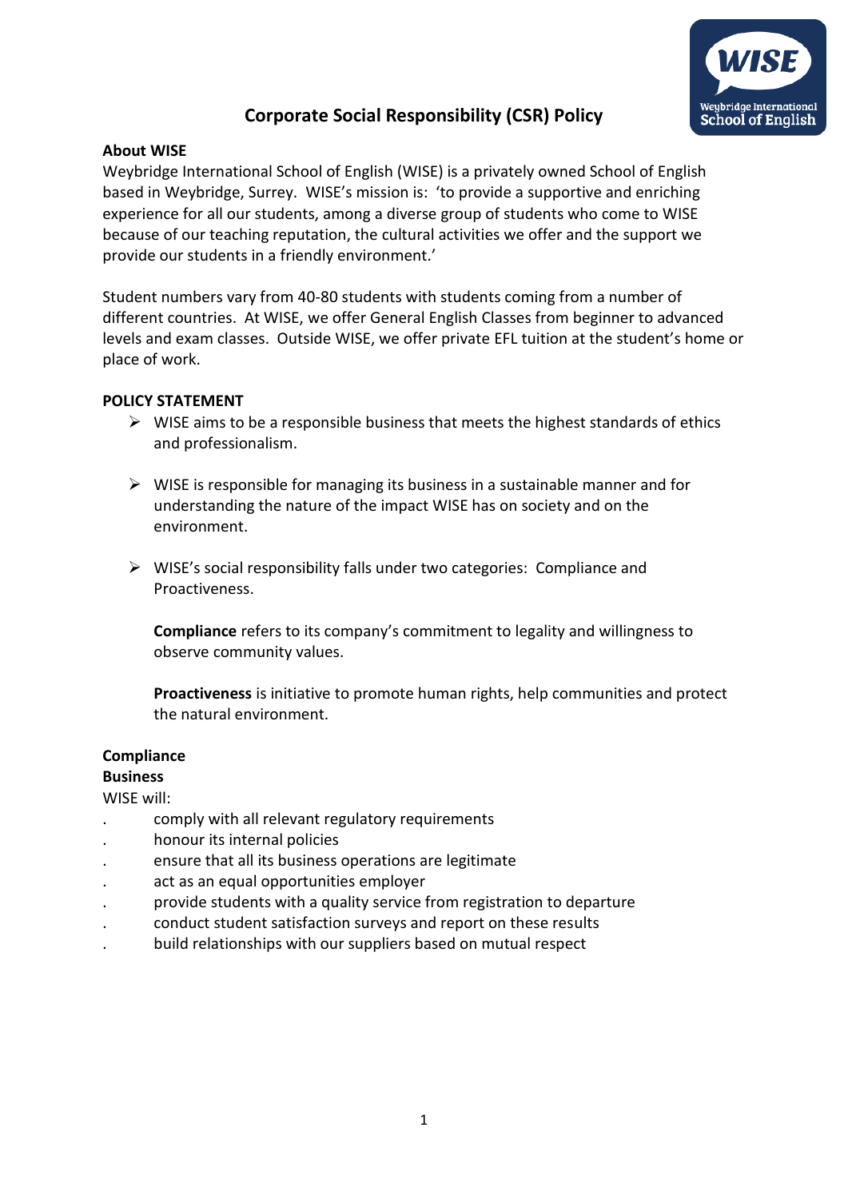# Corporate Social Responsibility (CSR) Policy

**About WISE**

Weybridge International School of English (WISE) is a privately owned School of English based in Weybridge, Surrey. WISE's mission is: 'to provide a supportive and enriching experience for all our students, among a diverse group of students who come to WISE because of our teaching reputation, the cultural activities we offer and the support we provide our students in a friendly environment.'

Student numbers vary from 40-80 students with students coming from a number of different countries. At WISE, we offer General English Classes from beginner to advanced levels and exam classes. Outside WISE, we offer private EFL tuition at the student's home or place of work.

**POLICY STATEMENT**

- WISE aims to be a responsible business that meets the highest standards of ethics and professionalism.
- WISE is responsible for managing its business in a sustainable manner and for understanding the nature of the impact WISE has on society and on the environment.
- WISE's social responsibility falls under two categories: Compliance and Proactiveness.

  **Compliance** refers to its company's commitment to legality and willingness to observe community values.

  **Proactiveness** is initiative to promote human rights, help communities and protect the natural environment.

**Compliance**

**Business**

WISE will:

- comply with all relevant regulatory requirements
- honour its internal policies
- ensure that all its business operations are legitimate
- act as an equal opportunities employer
- provide students with a quality service from registration to departure
- conduct student satisfaction surveys and report on these results
- build relationships with our suppliers based on mutual respect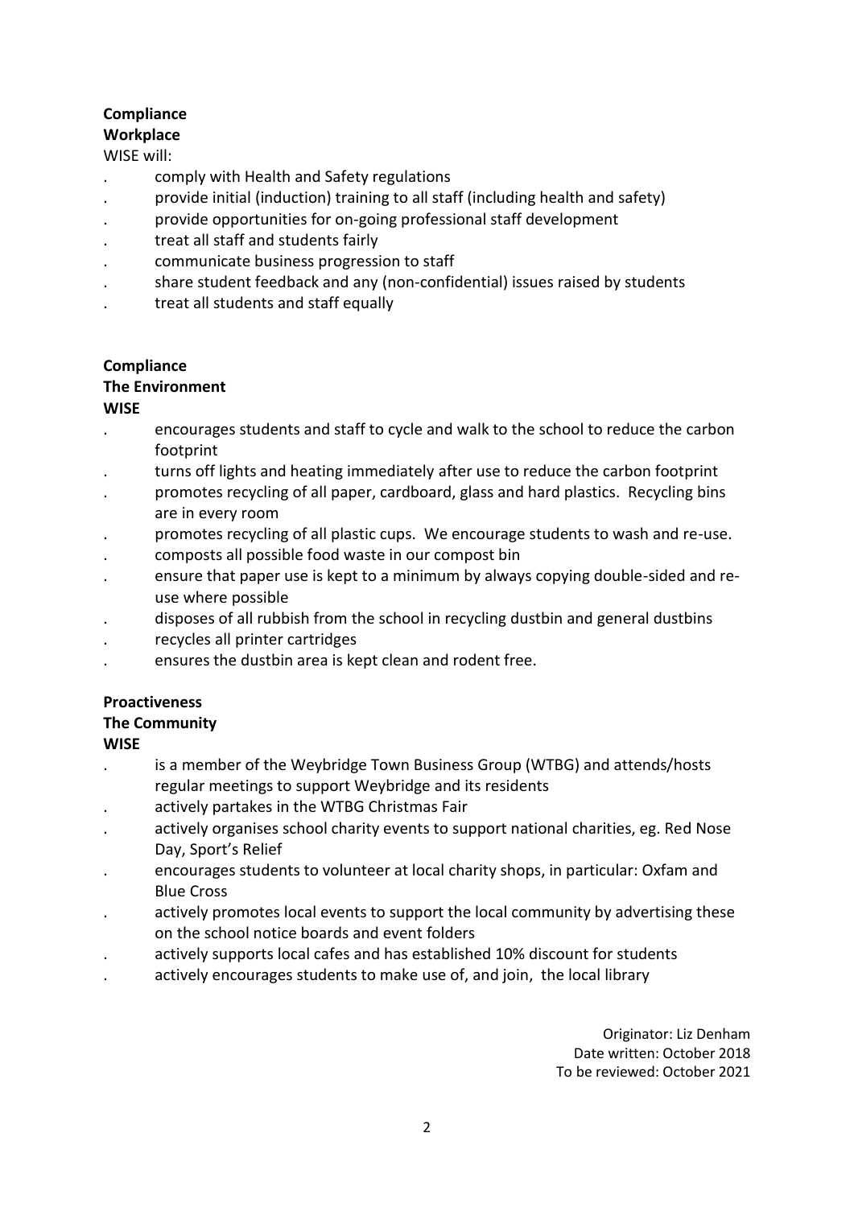**Compliance**
**Workplace**

WISE will:

- comply with Health and Safety regulations
- provide initial (induction) training to all staff (including health and safety)
- provide opportunities for on-going professional staff development
- treat all staff and students fairly
- communicate business progression to staff
- share student feedback and any (non-confidential) issues raised by students
- treat all students and staff equally

**Compliance**
**The Environment**
**WISE**

- encourages students and staff to cycle and walk to the school to reduce the carbon footprint
- turns off lights and heating immediately after use to reduce the carbon footprint
- promotes recycling of all paper, cardboard, glass and hard plastics. Recycling bins are in every room
- promotes recycling of all plastic cups. We encourage students to wash and re-use.
- composts all possible food waste in our compost bin
- ensure that paper use is kept to a minimum by always copying double-sided and re-use where possible
- disposes of all rubbish from the school in recycling dustbin and general dustbins
- recycles all printer cartridges
- ensures the dustbin area is kept clean and rodent free.

**Proactiveness**
**The Community**
**WISE**

- is a member of the Weybridge Town Business Group (WTBG) and attends/hosts regular meetings to support Weybridge and its residents
- actively partakes in the WTBG Christmas Fair
- actively organises school charity events to support national charities, eg. Red Nose Day, Sport's Relief
- encourages students to volunteer at local charity shops, in particular: Oxfam and Blue Cross
- actively promotes local events to support the local community by advertising these on the school notice boards and event folders
- actively supports local cafes and has established 10% discount for students
- actively encourages students to make use of, and join, the local library

Originator: Liz Denham
Date written: October 2018
To be reviewed: October 2021